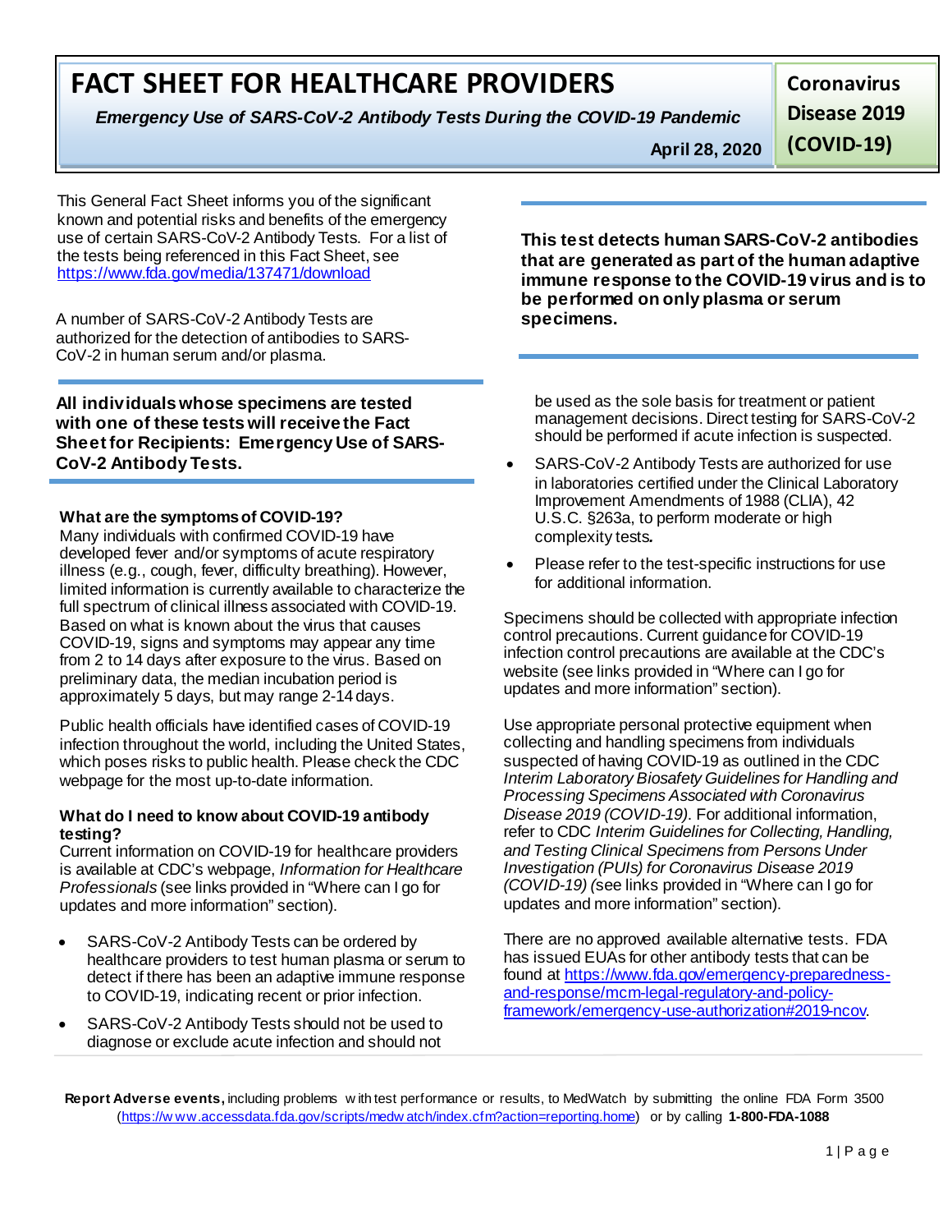# FACT SHEET FOR HEALTHCARE PROVIDERS

*Emergency Use of SARS-CoV-2 Antibody Tests During the COVID-19 Pandemic*

April 28, 2020

**Coronavirus Disease 2019 (COVID-19)**

This General Fact Sheet informs you of the significant known and potential risks and benefits of the emergency use of certain SARS-CoV-2 Antibody Tests. For a list of the tests being referenced in this Fact Sheet, see https://www.fda.gov/media/137471/download

A number of SARS-CoV-2 Antibody Tests are authorized for the detection of antibodies to SARS-CoV-2 in human serum and/or plasma.

**All individuals whose specimens are tested with one of these tests will receive the Fact Sheet for Recipients: Emergency Use of SARS-CoV-2 Antibody Tests.**

**What are the symptoms of COVID-19?**

Many individuals with confirmed COVID-19 have developed fever and/or symptoms of acute respiratory illness (e.g., cough, fever, difficulty breathing). However, limited information is currently available to characterize the full spectrum of clinical illness associated with COVID-19. Based on what is known about the virus that causes COVID-19, signs and symptoms may appear any time from 2 to 14 days after exposure to the virus. Based on preliminary data, the median incubation period is approximately 5 days, but may range 2-14 days.

Public health officials have identified cases of COVID-19 infection throughout the world, including the United States, which poses risks to public health. Please check the CDC webpage for the most up-to-date information.

**What do I need to know about COVID-19 antibody testing?**

Current information on COVID-19 for healthcare providers is available at CDC's webpage, *Information for Healthcare Professionals* (see links provided in "Where can I go for updates and more information" section).

- SARS-CoV-2 Antibody Tests can be ordered by healthcare providers to test human plasma or serum to detect if there has been an adaptive immune response to COVID-19, indicating recent or prior infection.
- SARS-CoV-2 Antibody Tests should not be used to diagnose or exclude acute infection and should not be used as the sole basis for treatment or patient management decisions. Direct testing for SARS-CoV-2 should be performed if acute infection is suspected.
- SARS-CoV-2 Antibody Tests are authorized for use in laboratories certified under the Clinical Laboratory Improvement Amendments of 1988 (CLIA), 42 U.S.C. §263a, to perform moderate or high complexity tests.
- Please refer to the test-specific instructions for use for additional information.

**This test detects human SARS-CoV-2 antibodies that are generated as part of the human adaptive immune response to the COVID-19 virus and is to be performed on only plasma or serum specimens.**

Specimens should be collected with appropriate infection control precautions. Current guidance for COVID-19 infection control precautions are available at the CDC's website (see links provided in "Where can I go for updates and more information" section).

Use appropriate personal protective equipment when collecting and handling specimens from individuals suspected of having COVID-19 as outlined in the CDC *Interim Laboratory Biosafety Guidelines for Handling and Processing Specimens Associated with Coronavirus Disease 2019 (COVID-19)*. For additional information, refer to CDC *Interim Guidelines for Collecting, Handling, and Testing Clinical Specimens from Persons Under Investigation (PUIs) for Coronavirus Disease 2019 (COVID-19)* (see links provided in "Where can I go for updates and more information" section).

There are no approved available alternative tests. FDA has issued EUAs for other antibody tests that can be found at https://www.fda.gov/emergency-preparedness-and-response/mcm-legal-regulatory-and-policy-framework/emergency-use-authorization#2019-ncov.

**Report Adverse events,** including problems with test performance or results, to MedWatch by submitting the online FDA Form 3500 (https://www.accessdata.fda.gov/scripts/medwatch/index.cfm?action=reporting.home) or by calling **1-800-FDA-1088**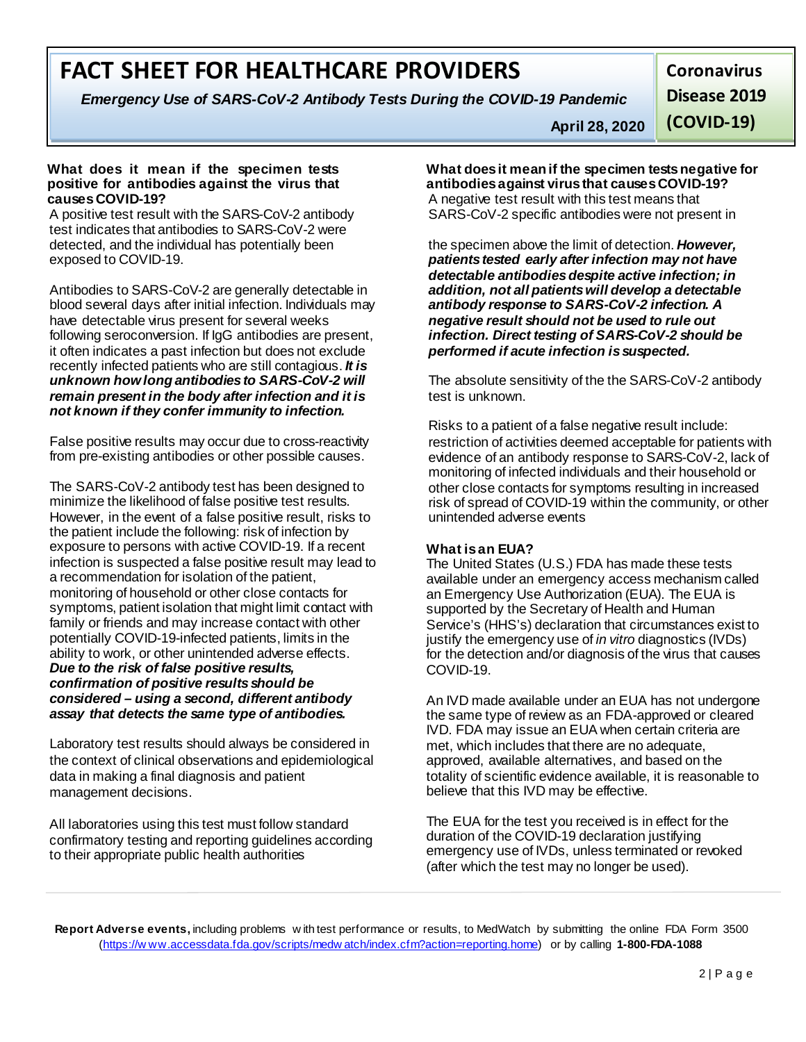# FACT SHEET FOR HEALTHCARE PROVIDERS

*Emergency Use of SARS-CoV-2 Antibody Tests During the COVID-19 Pandemic*

**April 28, 2020**

**Coronavirus Disease 2019 (COVID-19)**

### What does it mean if the specimen tests positive for antibodies against the virus that causes COVID-19?

A positive test result with the SARS-CoV-2 antibody test indicates that antibodies to SARS-CoV-2 were detected, and the individual has potentially been exposed to COVID-19.

Antibodies to SARS-CoV-2 are generally detectable in blood several days after initial infection. Individuals may have detectable virus present for several weeks following seroconversion. If IgG antibodies are present, it often indicates a past infection but does not exclude recently infected patients who are still contagious. ***It is unknown how long antibodies to SARS-CoV-2 will remain present in the body after infection and it is not known if they confer immunity to infection.***

False positive results may occur due to cross-reactivity from pre-existing antibodies or other possible causes.

The SARS-CoV-2 antibody test has been designed to minimize the likelihood of false positive test results. However, in the event of a false positive result, risks to the patient include the following: risk of infection by exposure to persons with active COVID-19. If a recent infection is suspected a false positive result may lead to a recommendation for isolation of the patient, monitoring of household or other close contacts for symptoms, patient isolation that might limit contact with family or friends and may increase contact with other potentially COVID-19-infected patients, limits in the ability to work, or other unintended adverse effects. ***Due to the risk of false positive results, confirmation of positive results should be considered – using a second, different antibody assay that detects the same type of antibodies.***

Laboratory test results should always be considered in the context of clinical observations and epidemiological data in making a final diagnosis and patient management decisions.

All laboratories using this test must follow standard confirmatory testing and reporting guidelines according to their appropriate public health authorities

### What does it mean if the specimen tests negative for antibodies against virus that causes COVID-19?

A negative test result with this test means that SARS-CoV-2 specific antibodies were not present in the specimen above the limit of detection. ***However, patients tested early after infection may not have detectable antibodies despite active infection; in addition, not all patients will develop a detectable antibody response to SARS-CoV-2 infection. A negative result should not be used to rule out infection. Direct testing of SARS-CoV-2 should be performed if acute infection is suspected.***

The absolute sensitivity of the the SARS-CoV-2 antibody test is unknown.

Risks to a patient of a false negative result include: restriction of activities deemed acceptable for patients with evidence of an antibody response to SARS-CoV-2, lack of monitoring of infected individuals and their household or other close contacts for symptoms resulting in increased risk of spread of COVID-19 within the community, or other unintended adverse events

### What is an EUA?

The United States (U.S.) FDA has made these tests available under an emergency access mechanism called an Emergency Use Authorization (EUA). The EUA is supported by the Secretary of Health and Human Service's (HHS's) declaration that circumstances exist to justify the emergency use of *in vitro* diagnostics (IVDs) for the detection and/or diagnosis of the virus that causes COVID-19.

An IVD made available under an EUA has not undergone the same type of review as an FDA-approved or cleared IVD. FDA may issue an EUA when certain criteria are met, which includes that there are no adequate, approved, available alternatives, and based on the totality of scientific evidence available, it is reasonable to believe that this IVD may be effective.

The EUA for the test you received is in effect for the duration of the COVID-19 declaration justifying emergency use of IVDs, unless terminated or revoked (after which the test may no longer be used).

**Report Adverse events,** including problems with test performance or results, to MedWatch by submitting the online FDA Form 3500 (https://www.accessdata.fda.gov/scripts/medwatch/index.cfm?action=reporting.home) or by calling **1-800-FDA-1088**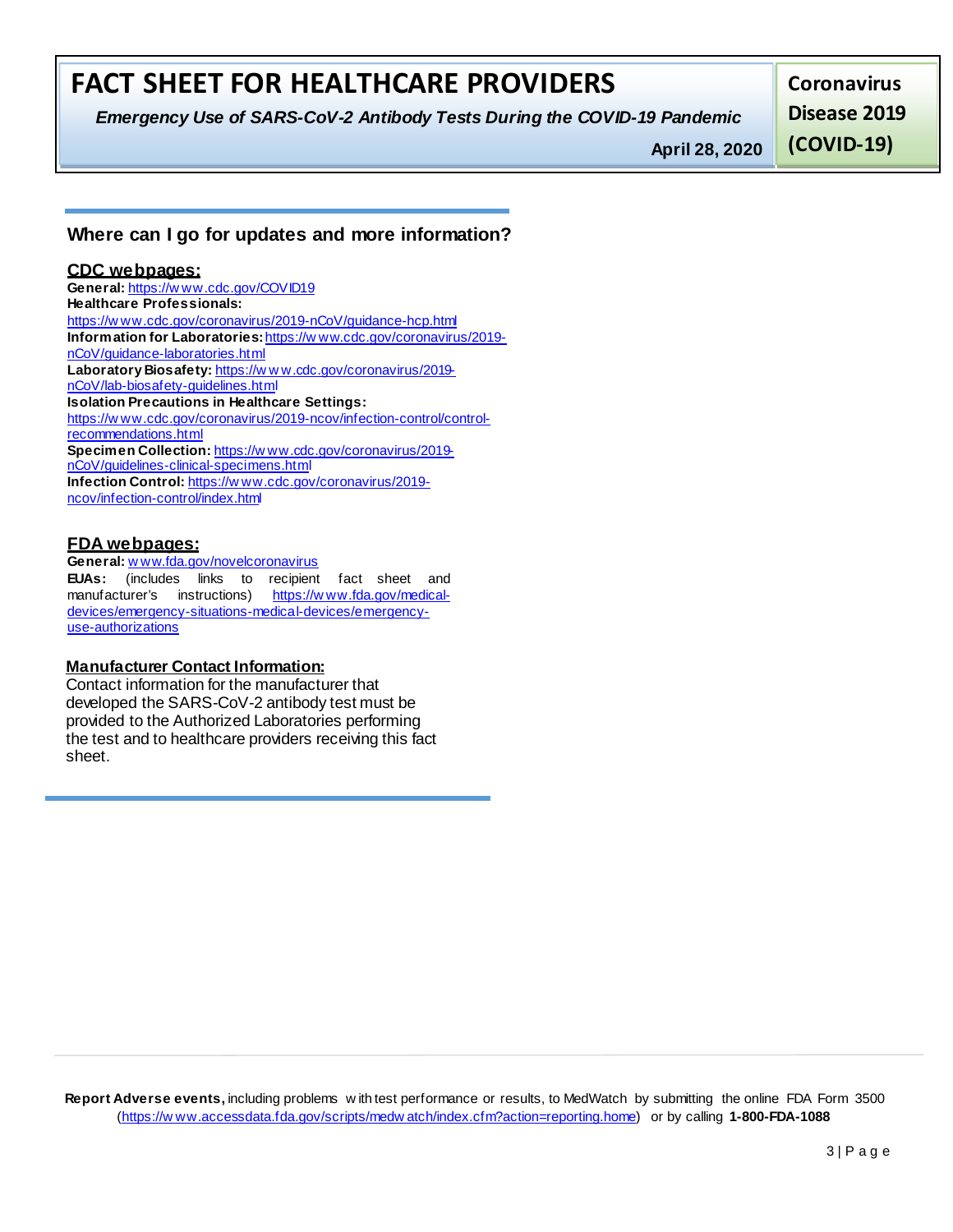## Where can I go for updates and more information?

### CDC webpages:

**General:** https://www.cdc.gov/COVID19
**Healthcare Professionals:** https://www.cdc.gov/coronavirus/2019-nCoV/guidance-hcp.html
**Information for Laboratories:** https://www.cdc.gov/coronavirus/2019-nCoV/guidance-laboratories.html
**Laboratory Biosafety:** https://www.cdc.gov/coronavirus/2019-nCoV/lab-biosafety-guidelines.html
**Isolation Precautions in Healthcare Settings:** https://www.cdc.gov/coronavirus/2019-ncov/infection-control/control-recommendations.html
**Specimen Collection:** https://www.cdc.gov/coronavirus/2019-nCoV/guidelines-clinical-specimens.html
**Infection Control:** https://www.cdc.gov/coronavirus/2019-ncov/infection-control/index.html

### FDA webpages:

**General:** www.fda.gov/novelcoronavirus
**EUAs:** (includes links to recipient fact sheet and manufacturer's instructions) https://www.fda.gov/medical-devices/emergency-situations-medical-devices/emergency-use-authorizations

### Manufacturer Contact Information:

Contact information for the manufacturer that developed the SARS-CoV-2 antibody test must be provided to the Authorized Laboratories performing the test and to healthcare providers receiving this fact sheet.

**Report Adverse events,** including problems with test performance or results, to MedWatch by submitting the online FDA Form 3500 (https://www.accessdata.fda.gov/scripts/medwatch/index.cfm?action=reporting.home) or by calling **1-800-FDA-1088**